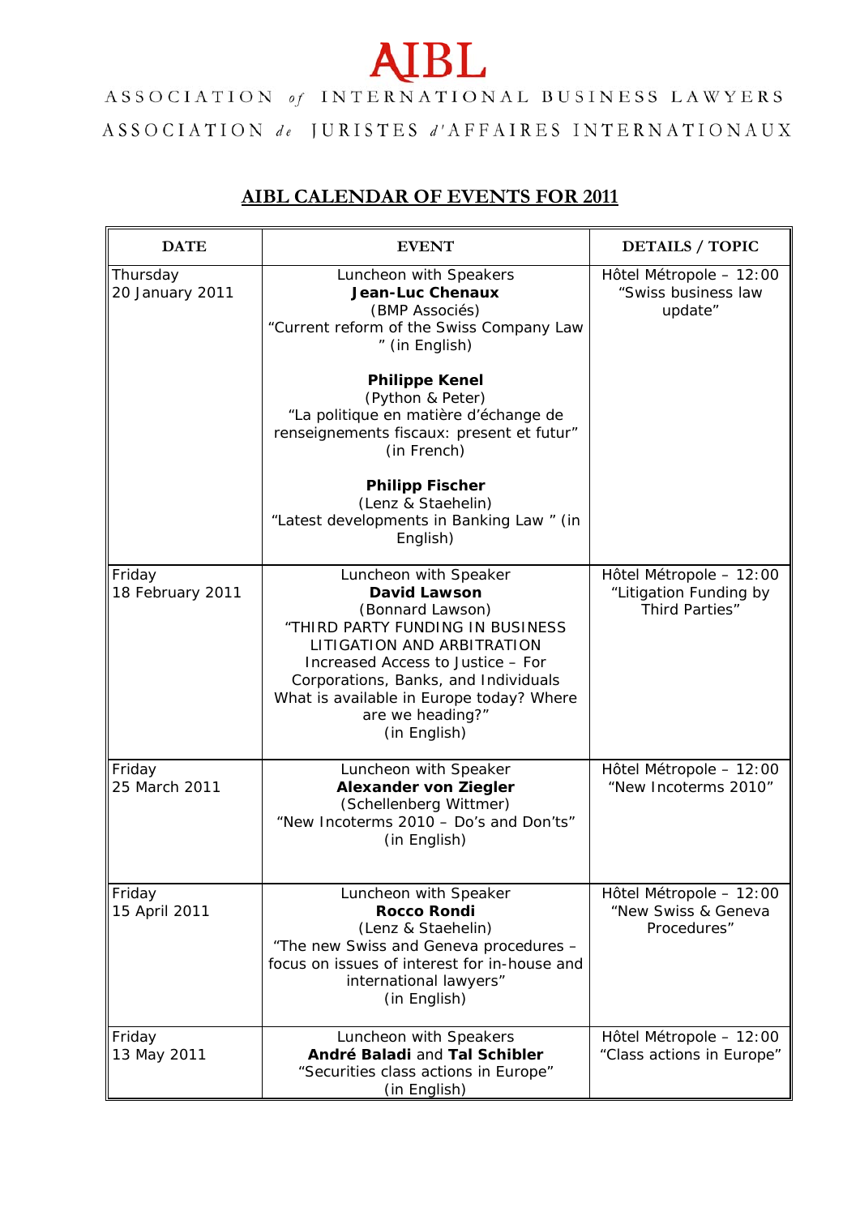# AIBL

ASSOCIATION *of* INTERNATIONAL BUSINESS LAWYERS

ASSOCIATION *de* JURISTES *d'*AFFAIRES INTERNATIONAUX

## AIBL CALENDAR OF EVENTS FOR 2011

| DATE | EVENT | DETAILS / TOPIC |
|---|---|---|
| Thursday<br>20 January 2011 | Luncheon with Speakers<br>**Jean-Luc Chenaux**<br>(BMP Associés)<br>"Current reform of the Swiss Company Law " (in English)<br><br>**Philippe Kenel**<br>(Python & Peter)<br>"La politique en matière d'échange de renseignements fiscaux: present et futur" (in French)<br><br>**Philipp Fischer**<br>(Lenz & Staehelin)<br>"Latest developments in Banking Law " (in English) | Hôtel Métropole – 12:00<br>"Swiss business law update" |
| Friday<br>18 February 2011 | Luncheon with Speaker<br>**David Lawson**<br>(Bonnard Lawson)<br>"THIRD PARTY FUNDING IN BUSINESS LITIGATION AND ARBITRATION Increased Access to Justice – For Corporations, Banks, and Individuals What is available in Europe today? Where are we heading?"<br>(in English) | Hôtel Métropole – 12:00<br>"Litigation Funding by Third Parties" |
| Friday<br>25 March 2011 | Luncheon with Speaker<br>**Alexander von Ziegler**<br>(Schellenberg Wittmer)<br>"New Incoterms 2010 – Do's and Don'ts"<br>(in English) | Hôtel Métropole – 12:00<br>"New Incoterms 2010" |
| Friday<br>15 April 2011 | Luncheon with Speaker<br>**Rocco Rondi**<br>(Lenz & Staehelin)<br>"The new Swiss and Geneva procedures – focus on issues of interest for in-house and international lawyers"<br>(in English) | Hôtel Métropole – 12:00<br>"New Swiss & Geneva Procedures" |
| Friday<br>13 May 2011 | Luncheon with Speakers<br>**André Baladi** and **Tal Schibler**<br>"Securities class actions in Europe"<br>(in English) | Hôtel Métropole – 12:00<br>"Class actions in Europe" |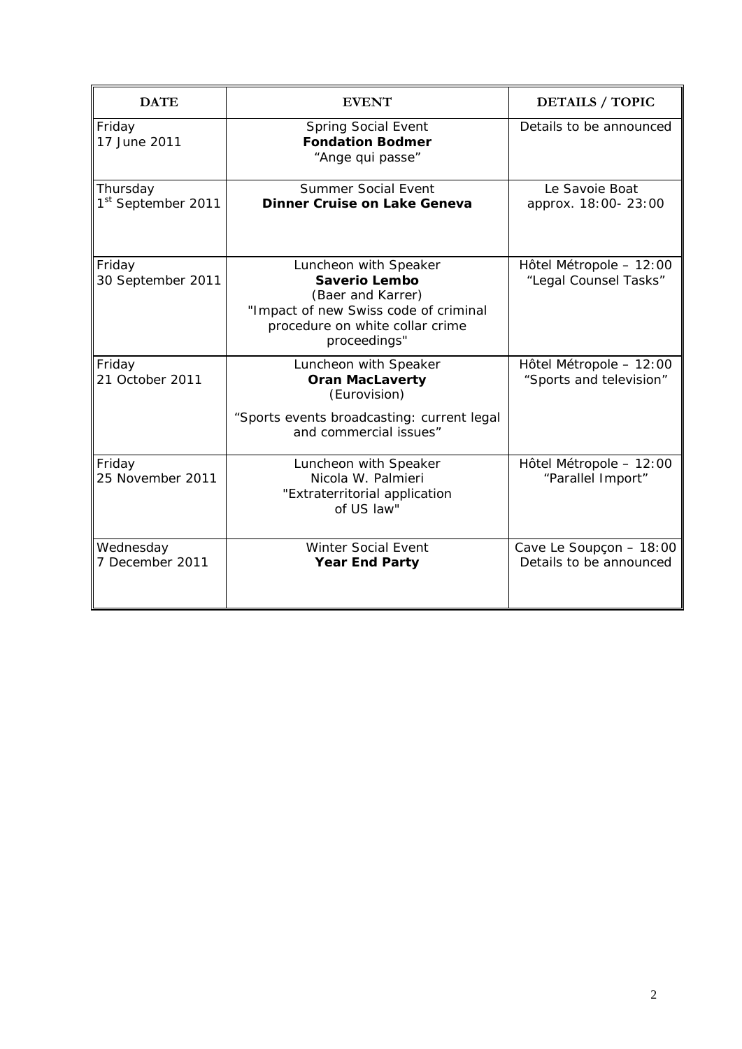| **DATE** | **EVENT** | **DETAILS / TOPIC** |
|---|---|---|
| Friday<br>17 June 2011 | Spring Social Event<br>**Fondation Bodmer**<br>"Ange qui passe" | Details to be announced |
| Thursday<br>1st September 2011 | Summer Social Event<br>**Dinner Cruise on Lake Geneva** | Le Savoie Boat<br>approx. 18:00- 23:00 |
| Friday<br>30 September 2011 | Luncheon with Speaker<br>**Saverio Lembo**<br>(Baer and Karrer)<br>"Impact of new Swiss code of criminal procedure on white collar crime proceedings" | Hôtel Métropole – 12:00<br>"Legal Counsel Tasks" |
| Friday<br>21 October 2011 | Luncheon with Speaker<br>**Oran MacLaverty**<br>(Eurovision)<br>"Sports events broadcasting: current legal and commercial issues" | Hôtel Métropole – 12:00<br>"Sports and television" |
| Friday<br>25 November 2011 | Luncheon with Speaker<br>Nicola W. Palmieri<br>"Extraterritorial application of US law" | Hôtel Métropole – 12:00<br>"Parallel Import" |
| Wednesday<br>7 December 2011 | Winter Social Event<br>**Year End Party** | Cave Le Soupçon – 18:00<br>Details to be announced |